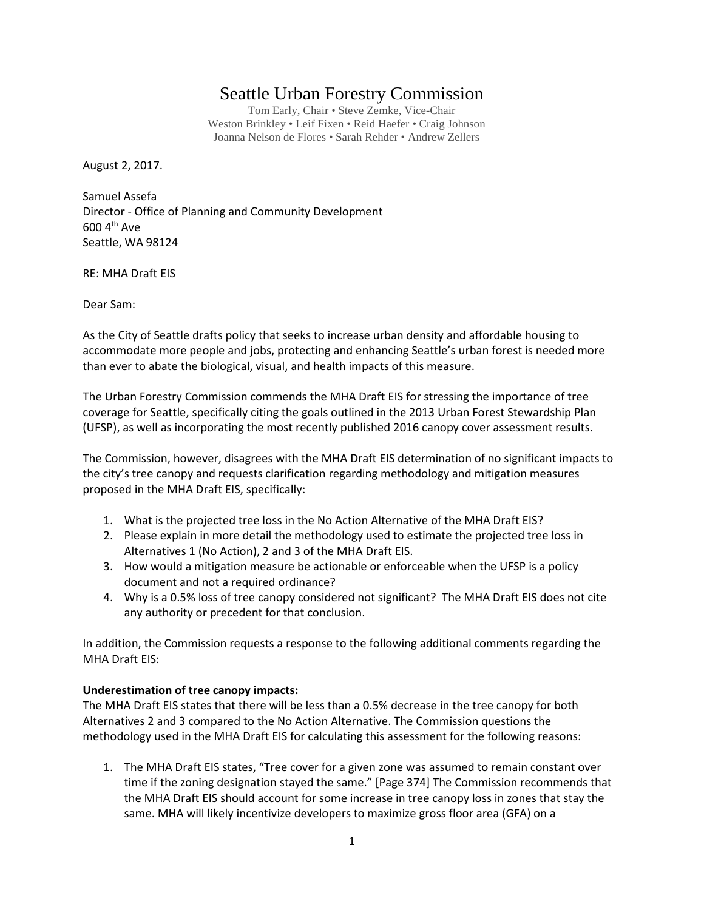# Seattle Urban Forestry Commission

Tom Early, Chair • Steve Zemke, Vice-Chair
Weston Brinkley • Leif Fixen • Reid Haefer • Craig Johnson
Joanna Nelson de Flores • Sarah Rehder • Andrew Zellers

August 2, 2017.

Samuel Assefa
Director - Office of Planning and Community Development
600 4th Ave
Seattle, WA 98124

RE: MHA Draft EIS

Dear Sam:

As the City of Seattle drafts policy that seeks to increase urban density and affordable housing to accommodate more people and jobs, protecting and enhancing Seattle's urban forest is needed more than ever to abate the biological, visual, and health impacts of this measure.

The Urban Forestry Commission commends the MHA Draft EIS for stressing the importance of tree coverage for Seattle, specifically citing the goals outlined in the 2013 Urban Forest Stewardship Plan (UFSP), as well as incorporating the most recently published 2016 canopy cover assessment results.

The Commission, however, disagrees with the MHA Draft EIS determination of no significant impacts to the city's tree canopy and requests clarification regarding methodology and mitigation measures proposed in the MHA Draft EIS, specifically:

1. What is the projected tree loss in the No Action Alternative of the MHA Draft EIS?
2. Please explain in more detail the methodology used to estimate the projected tree loss in Alternatives 1 (No Action), 2 and 3 of the MHA Draft EIS.
3. How would a mitigation measure be actionable or enforceable when the UFSP is a policy document and not a required ordinance?
4. Why is a 0.5% loss of tree canopy considered not significant? The MHA Draft EIS does not cite any authority or precedent for that conclusion.

In addition, the Commission requests a response to the following additional comments regarding the MHA Draft EIS:

**Underestimation of tree canopy impacts:**
The MHA Draft EIS states that there will be less than a 0.5% decrease in the tree canopy for both Alternatives 2 and 3 compared to the No Action Alternative. The Commission questions the methodology used in the MHA Draft EIS for calculating this assessment for the following reasons:

1. The MHA Draft EIS states, "Tree cover for a given zone was assumed to remain constant over time if the zoning designation stayed the same." [Page 374] The Commission recommends that the MHA Draft EIS should account for some increase in tree canopy loss in zones that stay the same. MHA will likely incentivize developers to maximize gross floor area (GFA) on a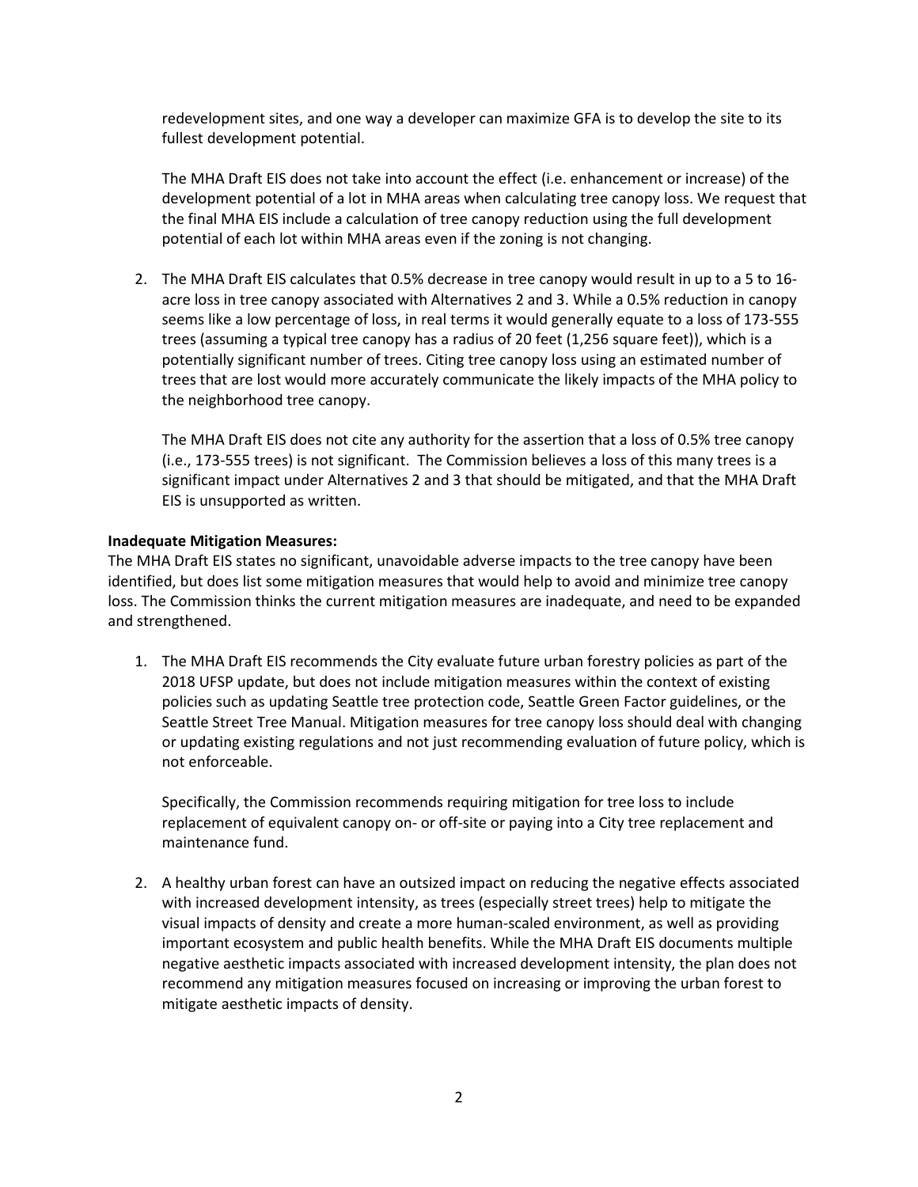redevelopment sites, and one way a developer can maximize GFA is to develop the site to its fullest development potential.

The MHA Draft EIS does not take into account the effect (i.e. enhancement or increase) of the development potential of a lot in MHA areas when calculating tree canopy loss. We request that the final MHA EIS include a calculation of tree canopy reduction using the full development potential of each lot within MHA areas even if the zoning is not changing.

2. The MHA Draft EIS calculates that 0.5% decrease in tree canopy would result in up to a 5 to 16-acre loss in tree canopy associated with Alternatives 2 and 3. While a 0.5% reduction in canopy seems like a low percentage of loss, in real terms it would generally equate to a loss of 173-555 trees (assuming a typical tree canopy has a radius of 20 feet (1,256 square feet)), which is a potentially significant number of trees. Citing tree canopy loss using an estimated number of trees that are lost would more accurately communicate the likely impacts of the MHA policy to the neighborhood tree canopy.

   The MHA Draft EIS does not cite any authority for the assertion that a loss of 0.5% tree canopy (i.e., 173-555 trees) is not significant. The Commission believes a loss of this many trees is a significant impact under Alternatives 2 and 3 that should be mitigated, and that the MHA Draft EIS is unsupported as written.

**Inadequate Mitigation Measures:**

The MHA Draft EIS states no significant, unavoidable adverse impacts to the tree canopy have been identified, but does list some mitigation measures that would help to avoid and minimize tree canopy loss. The Commission thinks the current mitigation measures are inadequate, and need to be expanded and strengthened.

1. The MHA Draft EIS recommends the City evaluate future urban forestry policies as part of the 2018 UFSP update, but does not include mitigation measures within the context of existing policies such as updating Seattle tree protection code, Seattle Green Factor guidelines, or the Seattle Street Tree Manual. Mitigation measures for tree canopy loss should deal with changing or updating existing regulations and not just recommending evaluation of future policy, which is not enforceable.

   Specifically, the Commission recommends requiring mitigation for tree loss to include replacement of equivalent canopy on- or off-site or paying into a City tree replacement and maintenance fund.

2. A healthy urban forest can have an outsized impact on reducing the negative effects associated with increased development intensity, as trees (especially street trees) help to mitigate the visual impacts of density and create a more human-scaled environment, as well as providing important ecosystem and public health benefits. While the MHA Draft EIS documents multiple negative aesthetic impacts associated with increased development intensity, the plan does not recommend any mitigation measures focused on increasing or improving the urban forest to mitigate aesthetic impacts of density.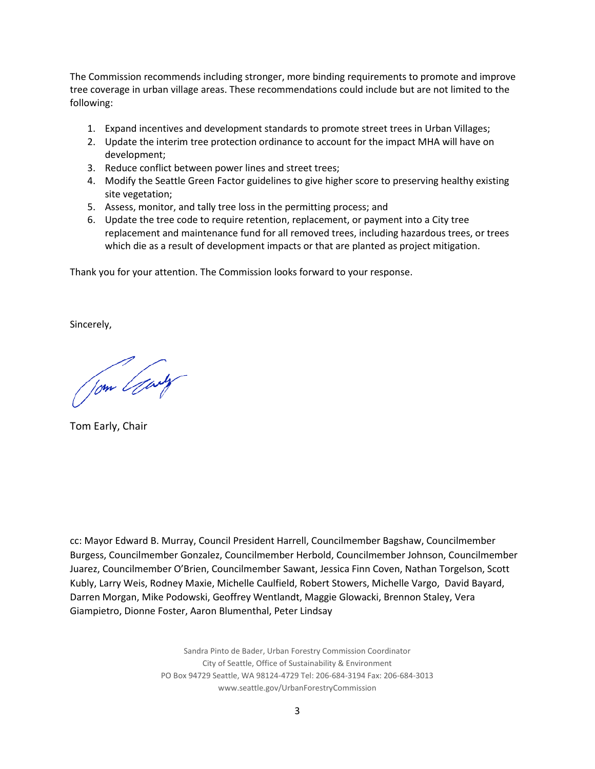The Commission recommends including stronger, more binding requirements to promote and improve tree coverage in urban village areas. These recommendations could include but are not limited to the following:

1. Expand incentives and development standards to promote street trees in Urban Villages;
2. Update the interim tree protection ordinance to account for the impact MHA will have on development;
3. Reduce conflict between power lines and street trees;
4. Modify the Seattle Green Factor guidelines to give higher score to preserving healthy existing site vegetation;
5. Assess, monitor, and tally tree loss in the permitting process; and
6. Update the tree code to require retention, replacement, or payment into a City tree replacement and maintenance fund for all removed trees, including hazardous trees, or trees which die as a result of development impacts or that are planted as project mitigation.

Thank you for your attention. The Commission looks forward to your response.

Sincerely,

Tom Early, Chair

cc: Mayor Edward B. Murray, Council President Harrell, Councilmember Bagshaw, Councilmember Burgess, Councilmember Gonzalez, Councilmember Herbold, Councilmember Johnson, Councilmember Juarez, Councilmember O'Brien, Councilmember Sawant, Jessica Finn Coven, Nathan Torgelson, Scott Kubly, Larry Weis, Rodney Maxie, Michelle Caulfield, Robert Stowers, Michelle Vargo, David Bayard, Darren Morgan, Mike Podowski, Geoffrey Wentlandt, Maggie Glowacki, Brennon Staley, Vera Giampietro, Dionne Foster, Aaron Blumenthal, Peter Lindsay

Sandra Pinto de Bader, Urban Forestry Commission Coordinator
City of Seattle, Office of Sustainability & Environment
PO Box 94729 Seattle, WA 98124-4729 Tel: 206-684-3194 Fax: 206-684-3013
www.seattle.gov/UrbanForestryCommission